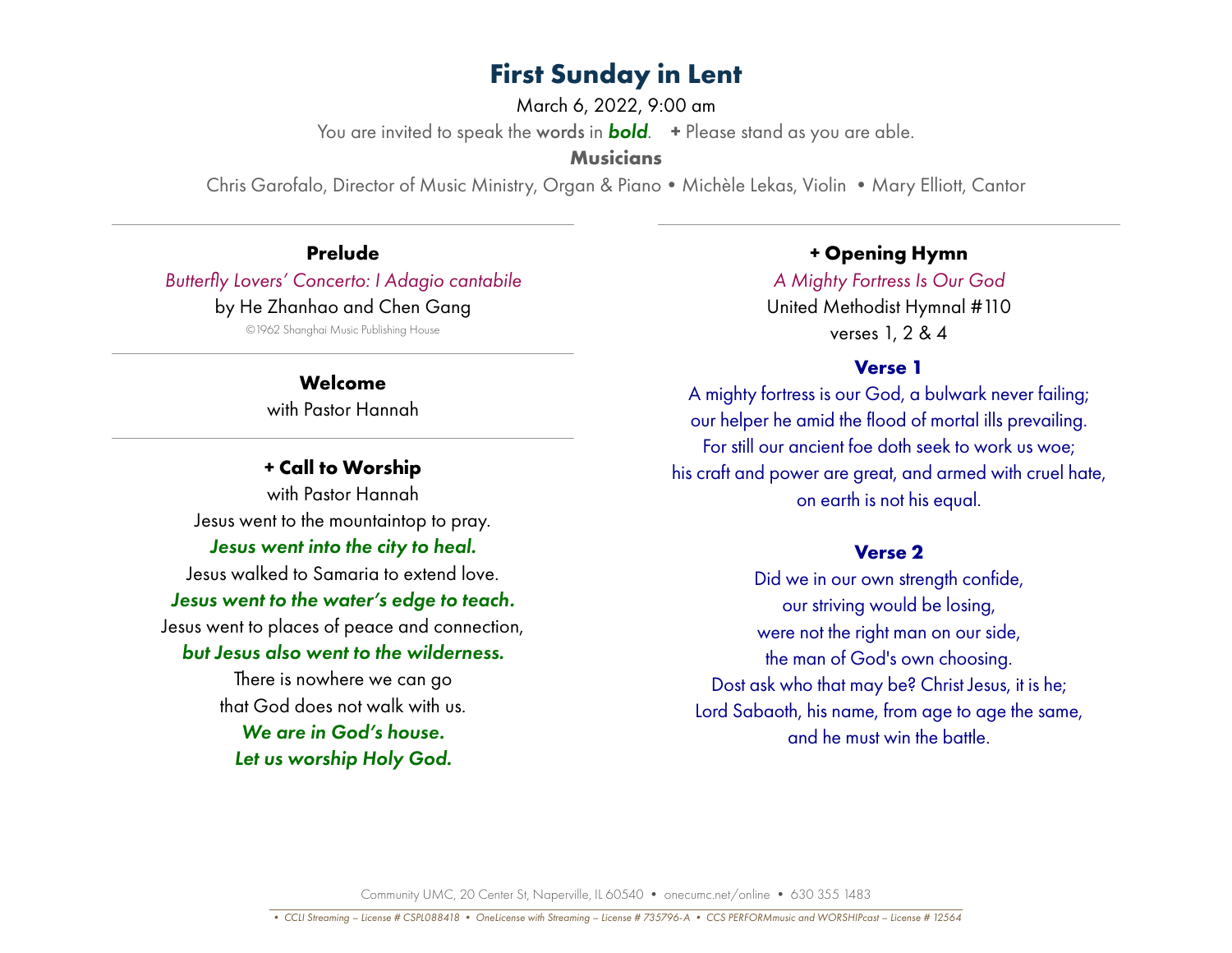# First Sunday in Lent

March 6, 2022, 9:00 am

You are invited to speak the words in ***bold***. **+** Please stand as you are able.

**Musicians**

Chris Garofalo, Director of Music Ministry, Organ & Piano • Michèle Lekas, Violin • Mary Elliott, Cantor

---

### Prelude

*Butterfly Lovers' Concerto: I Adagio cantabile*

by He Zhanhao and Chen Gang

©1962 Shanghai Music Publishing House

---

### Welcome

with Pastor Hannah

---

### + Call to Worship

with Pastor Hannah

Jesus went to the mountaintop to pray.

***Jesus went into the city to heal.***

Jesus walked to Samaria to extend love.

***Jesus went to the water's edge to teach.***

Jesus went to places of peace and connection,

***but Jesus also went to the wilderness.***

There is nowhere we can go
that God does not walk with us.

***We are in God's house.***
***Let us worship Holy God.***

---

### + Opening Hymn

*A Mighty Fortress Is Our God*

United Methodist Hymnal #110

verses 1, 2 & 4

**Verse 1**

A mighty fortress is our God, a bulwark never failing;
our helper he amid the flood of mortal ills prevailing.
For still our ancient foe doth seek to work us woe;
his craft and power are great, and armed with cruel hate,
on earth is not his equal.

**Verse 2**

Did we in our own strength confide,
our striving would be losing,
were not the right man on our side,
the man of God's own choosing.
Dost ask who that may be? Christ Jesus, it is he;
Lord Sabaoth, his name, from age to age the same,
and he must win the battle.

Community UMC, 20 Center St, Naperville, IL 60540 • onecumc.net/online • 630 355 1483

*• CCLI Streaming – License # CSPL088418 • OneLicense with Streaming – License # 735796-A • CCS PERFORMmusic and WORSHIPcast – License # 12564*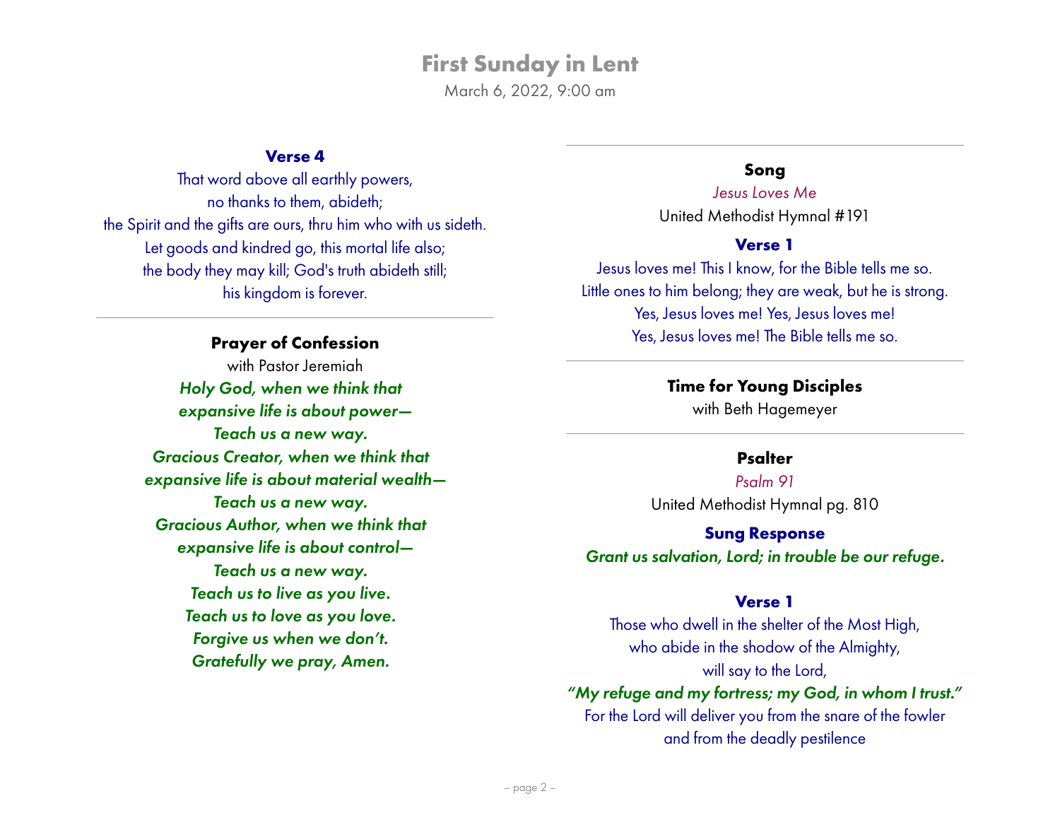# First Sunday in Lent

March 6, 2022, 9:00 am

**Verse 4**

That word above all earthly powers,
no thanks to them, abideth;
the Spirit and the gifts are ours, thru him who with us sideth.
Let goods and kindred go, this mortal life also;
the body they may kill; God's truth abideth still;
his kingdom is forever.

---

**Prayer of Confession**

with Pastor Jeremiah

***Holy God, when we think that***
***expansive life is about power—***
***Teach us a new way.***
***Gracious Creator, when we think that***
***expansive life is about material wealth—***
***Teach us a new way.***
***Gracious Author, when we think that***
***expansive life is about control—***
***Teach us a new way.***
***Teach us to live as you live.***
***Teach us to love as you love.***
***Forgive us when we don't.***
***Gratefully we pray, Amen.***

---

**Song**

*Jesus Loves Me*

United Methodist Hymnal #191

**Verse 1**

Jesus loves me! This I know, for the Bible tells me so.
Little ones to him belong; they are weak, but he is strong.
Yes, Jesus loves me! Yes, Jesus loves me!
Yes, Jesus loves me! The Bible tells me so.

---

**Time for Young Disciples**

with Beth Hagemeyer

---

**Psalter**

*Psalm 91*

United Methodist Hymnal pg. 810

**Sung Response**

***Grant us salvation, Lord; in trouble be our refuge.***

**Verse 1**

Those who dwell in the shelter of the Most High,
who abide in the shadow of the Almighty,
will say to the Lord,
***"My refuge and my fortress; my God, in whom I trust."***
For the Lord will deliver you from the snare of the fowler
and from the deadly pestilence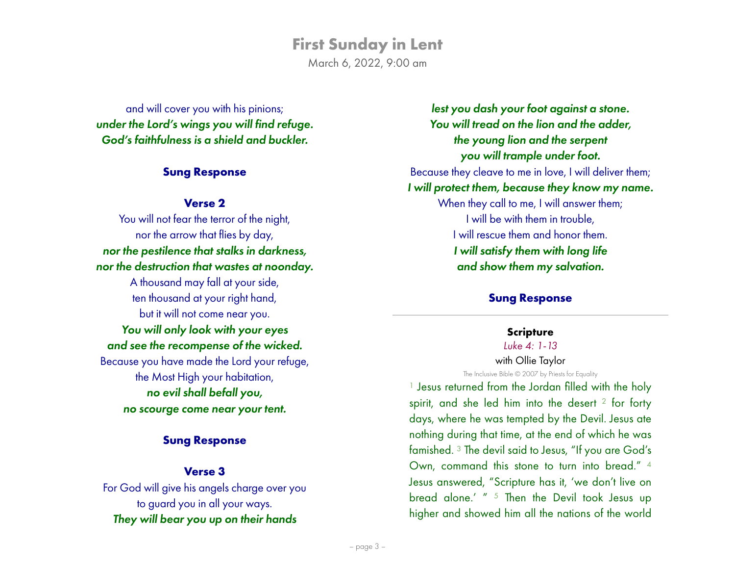and will cover you with his pinions;
***under the Lord's wings you will find refuge.***
***God's faithfulness is a shield and buckler.***

**Sung Response**

**Verse 2**

You will not fear the terror of the night,
nor the arrow that flies by day,
***nor the pestilence that stalks in darkness,***
***nor the destruction that wastes at noonday.***
A thousand may fall at your side,
ten thousand at your right hand,
but it will not come near you.
***You will only look with your eyes***
***and see the recompense of the wicked.***
Because you have made the Lord your refuge,
the Most High your habitation,
***no evil shall befall you,***
***no scourge come near your tent.***

**Sung Response**

**Verse 3**

For God will give his angels charge over you
to guard you in all your ways.
***They will bear you up on their hands***
***lest you dash your foot against a stone.***
***You will tread on the lion and the adder,***
***the young lion and the serpent***
***you will trample under foot.***
Because they cleave to me in love, I will deliver them;
***I will protect them, because they know my name.***
When they call to me, I will answer them;
I will be with them in trouble,
I will rescue them and honor them.
***I will satisfy them with long life***
***and show them my salvation.***

**Sung Response**

---

**Scripture**

*Luke 4: 1-13*

with Ollie Taylor

The Inclusive Bible © 2007 by Priests for Equality

[1] Jesus returned from the Jordan filled with the holy spirit, and she led him into the desert [2] for forty days, where he was tempted by the Devil. Jesus ate nothing during that time, at the end of which he was famished. [3] The devil said to Jesus, "If you are God's Own, command this stone to turn into bread." [4] Jesus answered, "Scripture has it, 'we don't live on bread alone.' " [5] Then the Devil took Jesus up higher and showed him all the nations of the world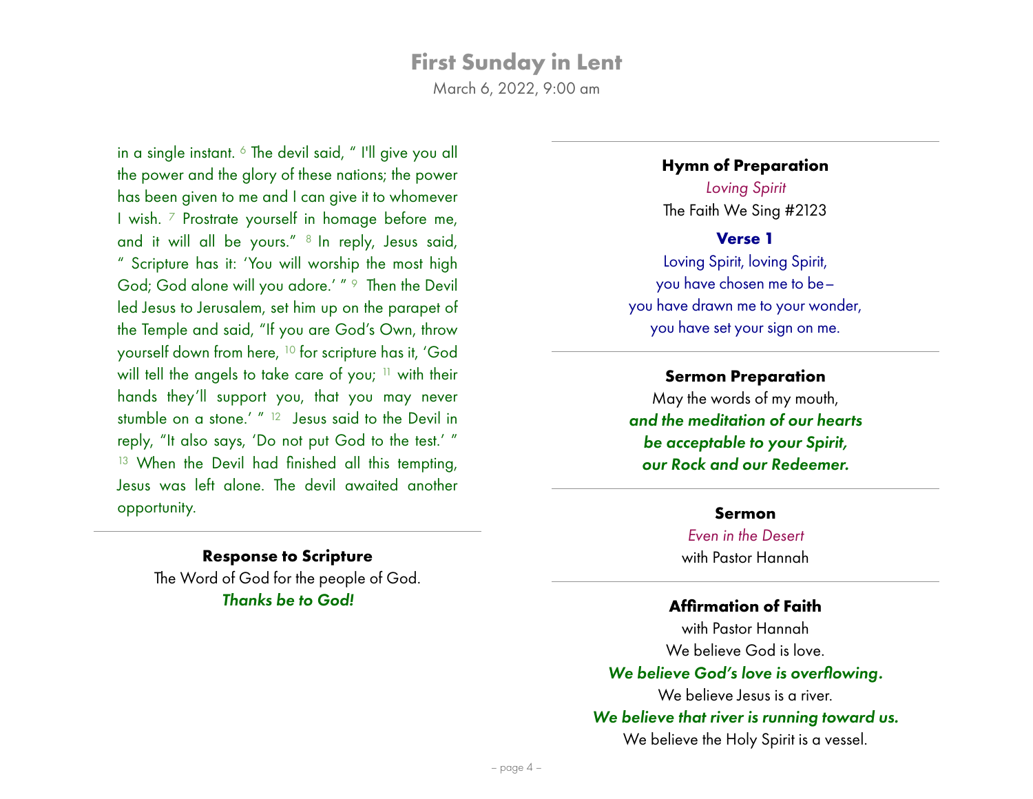in a single instant. [6] The devil said, " I'll give you all the power and the glory of these nations; the power has been given to me and I can give it to whomever I wish. [7] Prostrate yourself in homage before me, and it will all be yours." [8] In reply, Jesus said, " Scripture has it: 'You will worship the most high God; God alone will you adore.' " [9] Then the Devil led Jesus to Jerusalem, set him up on the parapet of the Temple and said, "If you are God's Own, throw yourself down from here, [10] for scripture has it, 'God will tell the angels to take care of you; [11] with their hands they'll support you, that you may never stumble on a stone.' " [12] Jesus said to the Devil in reply, "It also says, 'Do not put God to the test.' " [13] When the Devil had finished all this tempting, Jesus was left alone. The devil awaited another opportunity.

---

**Response to Scripture**

The Word of God for the people of God.
***Thanks be to God!***

---

**Hymn of Preparation**

*Loving Spirit*
The Faith We Sing #2123

**Verse 1**

Loving Spirit, loving Spirit,
you have chosen me to be –
you have drawn me to your wonder,
you have set your sign on me.

---

**Sermon Preparation**

May the words of my mouth,
***and the meditation of our hearts***
***be acceptable to your Spirit,***
***our Rock and our Redeemer.***

---

**Sermon**

*Even in the Desert*
with Pastor Hannah

---

**Affirmation of Faith**

with Pastor Hannah

We believe God is love.
***We believe God's love is overflowing.***
We believe Jesus is a river.
***We believe that river is running toward us.***
We believe the Holy Spirit is a vessel.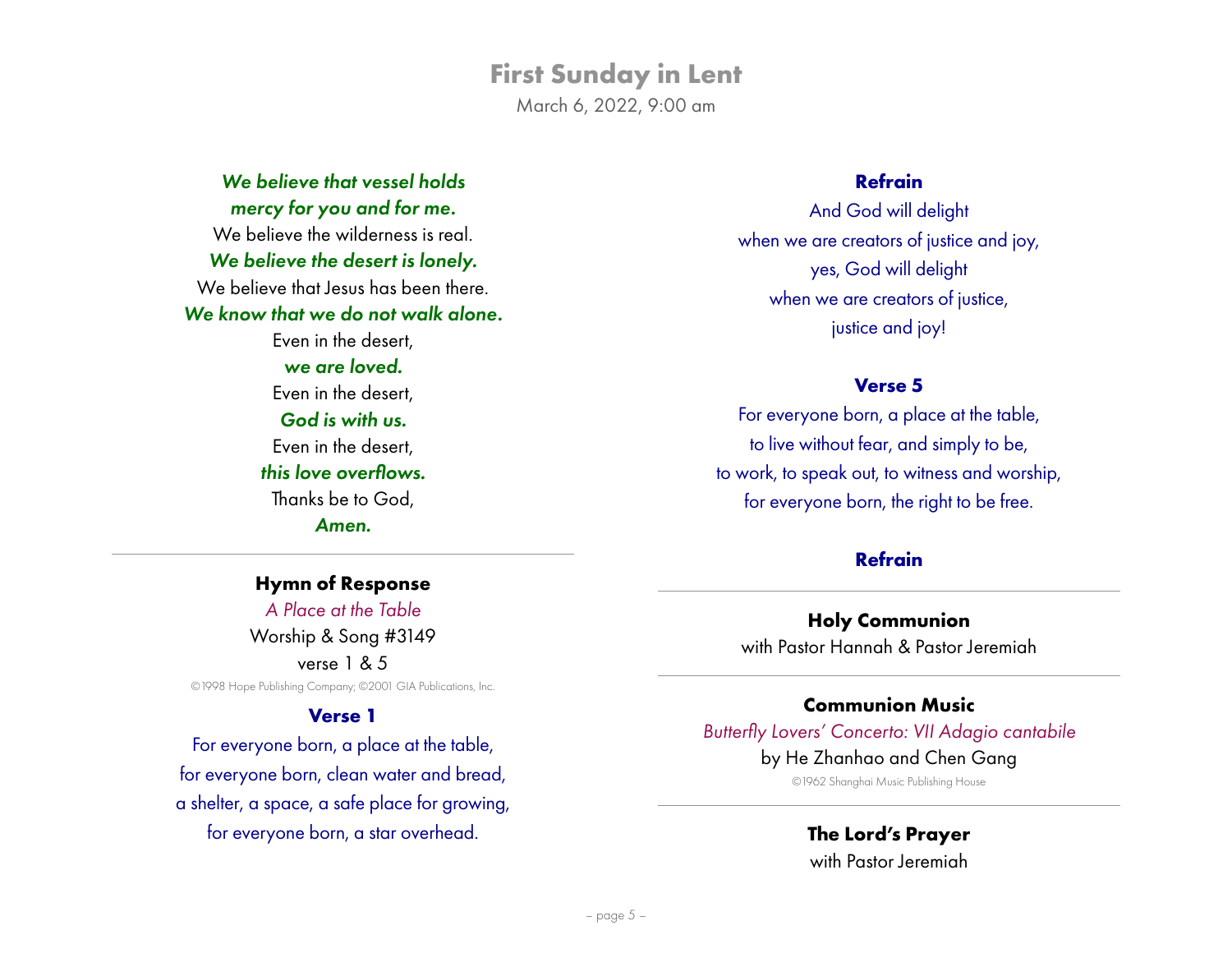# First Sunday in Lent

March 6, 2022, 9:00 am

***We believe that vessel holds***
***mercy for you and for me.***
We believe the wilderness is real.
***We believe the desert is lonely.***
We believe that Jesus has been there.
***We know that we do not walk alone.***
Even in the desert,
***we are loved.***
Even in the desert,
***God is with us.***
Even in the desert,
***this love overflows.***
Thanks be to God,
***Amen.***

---

**Hymn of Response**

*A Place at the Table*
Worship & Song #3149
verse 1 & 5

©1998 Hope Publishing Company; ©2001 GIA Publications, Inc.

**Verse 1**

For everyone born, a place at the table,
for everyone born, clean water and bread,
a shelter, a space, a safe place for growing,
for everyone born, a star overhead.

**Refrain**

And God will delight
when we are creators of justice and joy,
yes, God will delight
when we are creators of justice,
justice and joy!

**Verse 5**

For everyone born, a place at the table,
to live without fear, and simply to be,
to work, to speak out, to witness and worship,
for everyone born, the right to be free.

**Refrain**

---

**Holy Communion**

with Pastor Hannah & Pastor Jeremiah

---

**Communion Music**

*Butterfly Lovers' Concerto: VII Adagio cantabile*
by He Zhanhao and Chen Gang

©1962 Shanghai Music Publishing House

---

**The Lord's Prayer**

with Pastor Jeremiah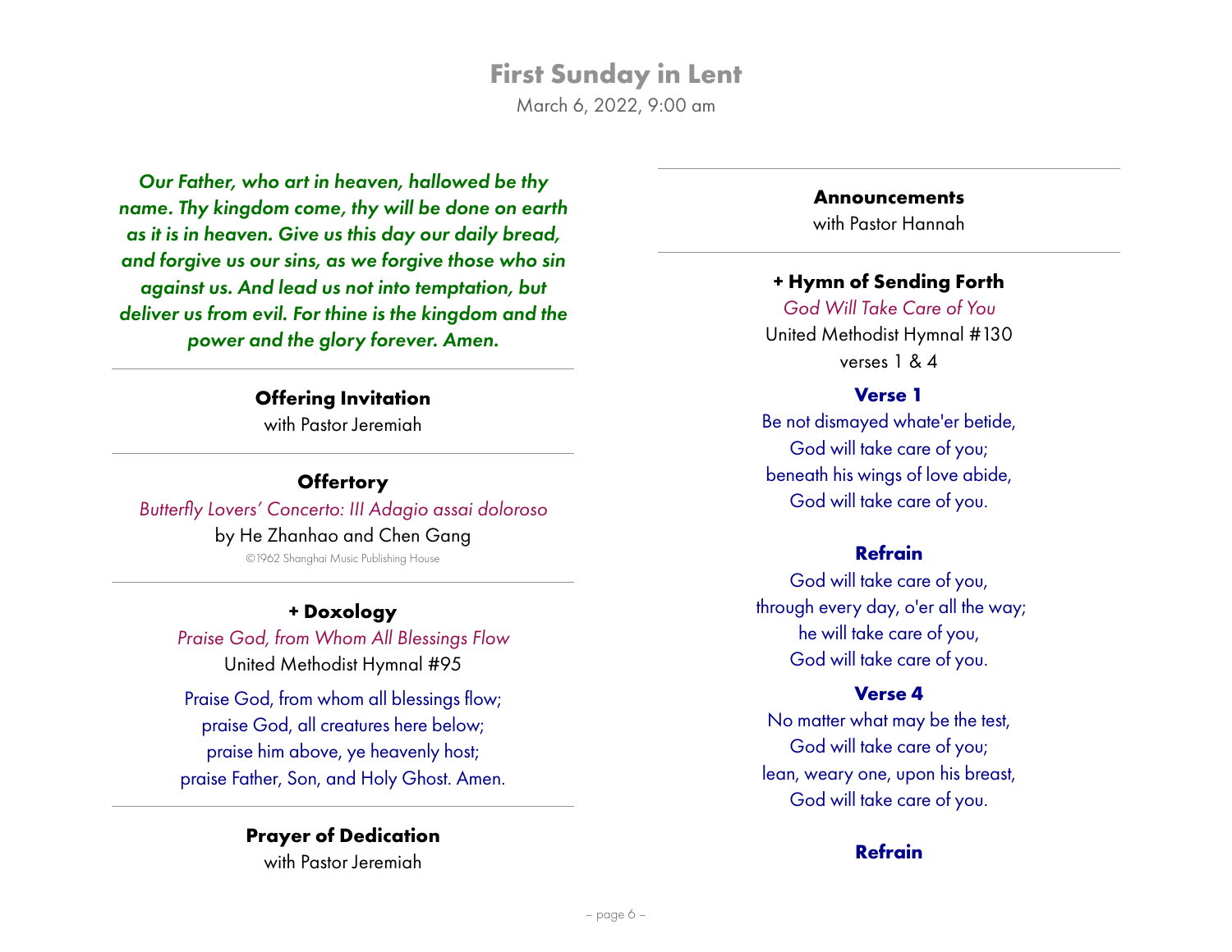# First Sunday in Lent

March 6, 2022, 9:00 am

***Our Father, who art in heaven, hallowed be thy name. Thy kingdom come, thy will be done on earth as it is in heaven. Give us this day our daily bread, and forgive us our sins, as we forgive those who sin against us. And lead us not into temptation, but deliver us from evil. For thine is the kingdom and the power and the glory forever. Amen.***

---

**Offering Invitation**

with Pastor Jeremiah

---

**Offertory**

*Butterfly Lovers' Concerto: III Adagio assai doloroso*

by He Zhanhao and Chen Gang

©1962 Shanghai Music Publishing House

---

**+ Doxology**

*Praise God, from Whom All Blessings Flow*

United Methodist Hymnal #95

Praise God, from whom all blessings flow;
praise God, all creatures here below;
praise him above, ye heavenly host;
praise Father, Son, and Holy Ghost. Amen.

---

**Prayer of Dedication**

with Pastor Jeremiah

---

**Announcements**

with Pastor Hannah

---

**+ Hymn of Sending Forth**

*God Will Take Care of You*

United Methodist Hymnal #130

verses 1 & 4

**Verse 1**

Be not dismayed whate'er betide,
God will take care of you;
beneath his wings of love abide,
God will take care of you.

**Refrain**

God will take care of you,
through every day, o'er all the way;
he will take care of you,
God will take care of you.

**Verse 4**

No matter what may be the test,
God will take care of you;
lean, weary one, upon his breast,
God will take care of you.

**Refrain**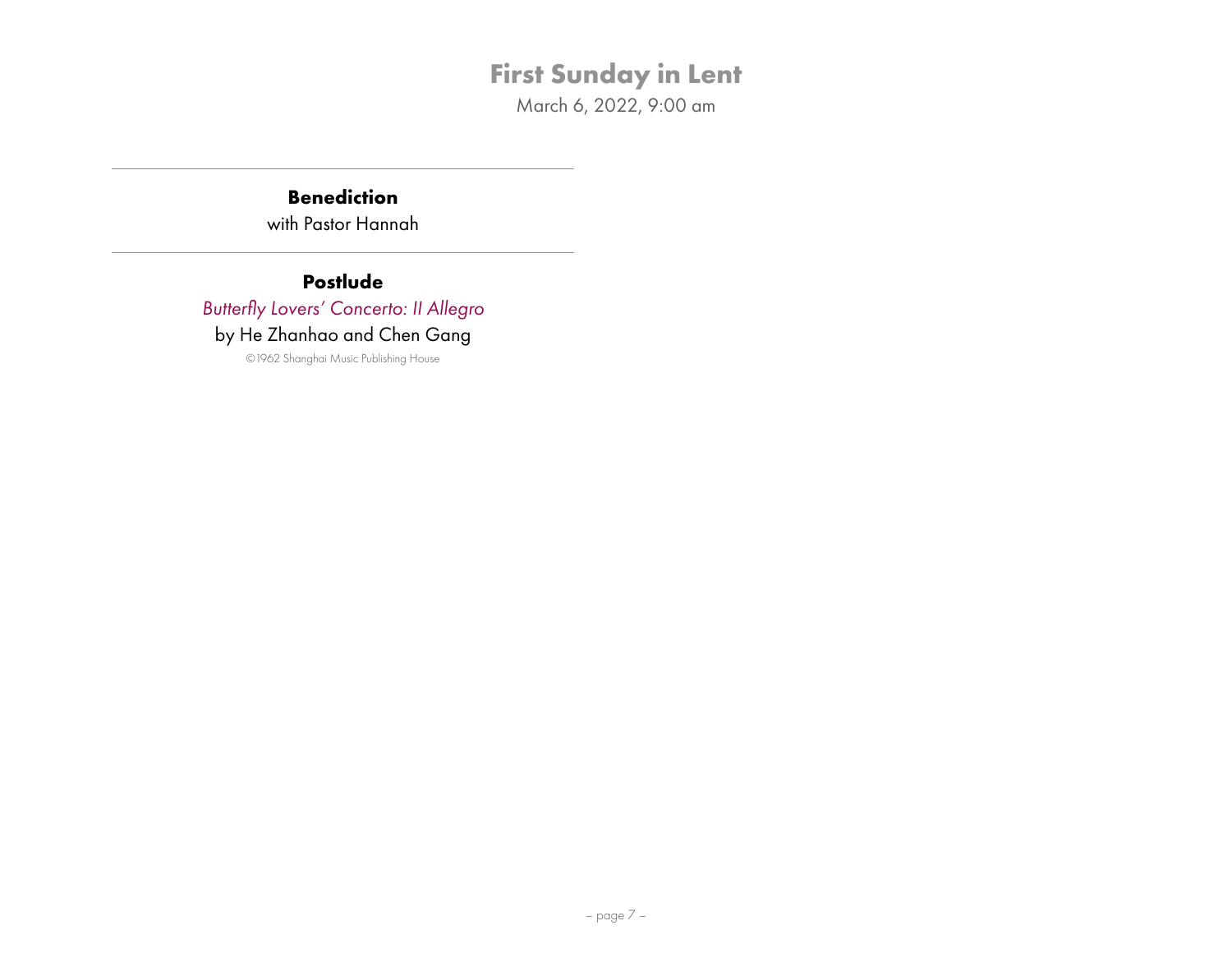# First Sunday in Lent

March 6, 2022, 9:00 am

---

## Benediction

with Pastor Hannah

---

## Postlude

*Butterfly Lovers' Concerto: II Allegro*

by He Zhanhao and Chen Gang

©1962 Shanghai Music Publishing House